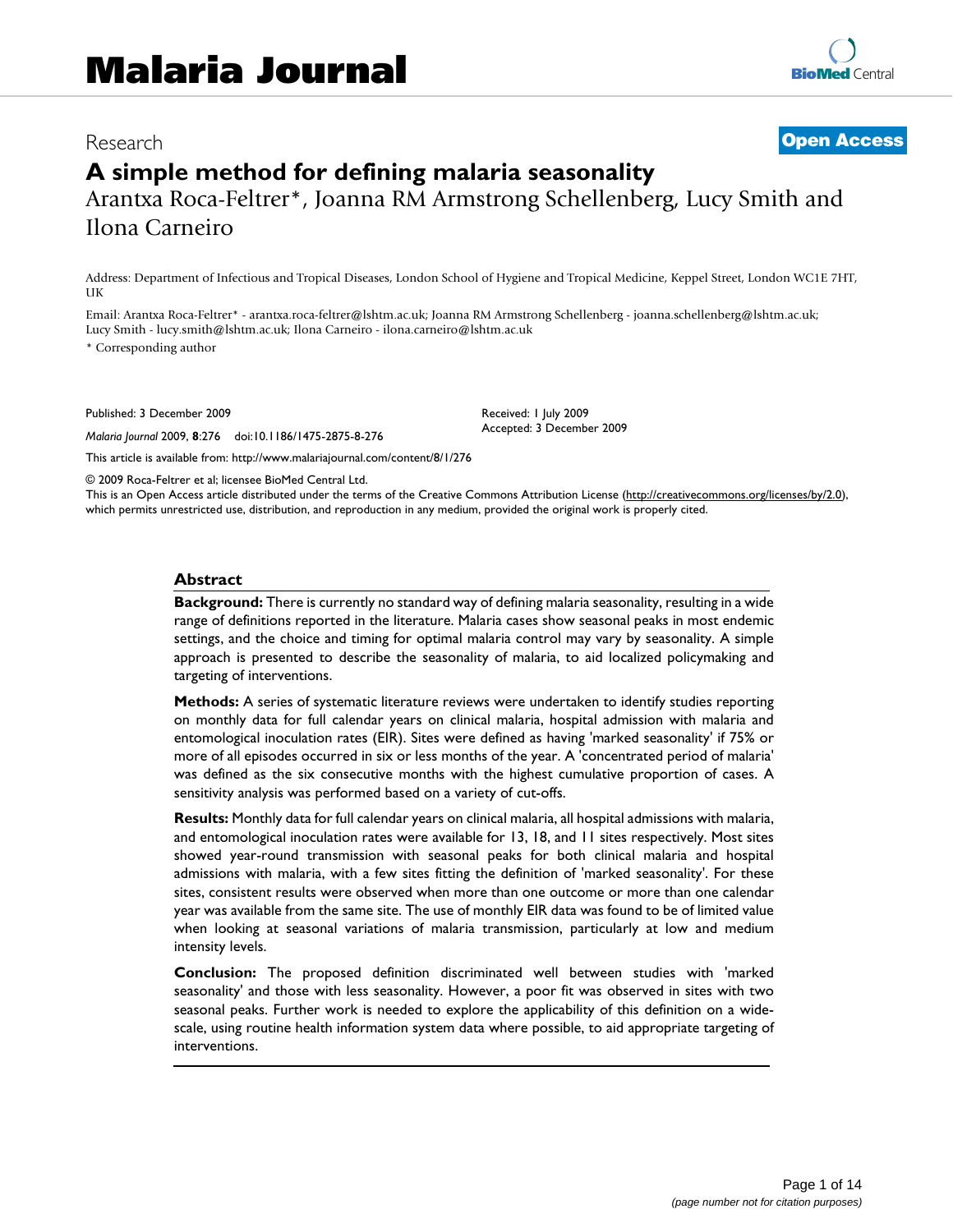# Malaria Journal

Research

**Open Access**

# A simple method for defining malaria seasonality

Arantxa Roca-Feltrer*, Joanna RM Armstrong Schellenberg, Lucy Smith and Ilona Carneiro

Address: Department of Infectious and Tropical Diseases, London School of Hygiene and Tropical Medicine, Keppel Street, London WC1E 7HT, UK

Email: Arantxa Roca-Feltrer* - arantxa.roca-feltrer@lshtm.ac.uk; Joanna RM Armstrong Schellenberg - joanna.schellenberg@lshtm.ac.uk; Lucy Smith - lucy.smith@lshtm.ac.uk; Ilona Carneiro - ilona.carneiro@lshtm.ac.uk

* Corresponding author

Published: 3 December 2009

*Malaria Journal* 2009, **8**:276 doi:10.1186/1475-2875-8-276

Received: 1 July 2009
Accepted: 3 December 2009

This article is available from: http://www.malariajournal.com/content/8/1/276

© 2009 Roca-Feltrer et al; licensee BioMed Central Ltd.
This is an Open Access article distributed under the terms of the Creative Commons Attribution License (http://creativecommons.org/licenses/by/2.0), which permits unrestricted use, distribution, and reproduction in any medium, provided the original work is properly cited.

## Abstract

**Background:** There is currently no standard way of defining malaria seasonality, resulting in a wide range of definitions reported in the literature. Malaria cases show seasonal peaks in most endemic settings, and the choice and timing for optimal malaria control may vary by seasonality. A simple approach is presented to describe the seasonality of malaria, to aid localized policymaking and targeting of interventions.

**Methods:** A series of systematic literature reviews were undertaken to identify studies reporting on monthly data for full calendar years on clinical malaria, hospital admission with malaria and entomological inoculation rates (EIR). Sites were defined as having 'marked seasonality' if 75% or more of all episodes occurred in six or less months of the year. A 'concentrated period of malaria' was defined as the six consecutive months with the highest cumulative proportion of cases. A sensitivity analysis was performed based on a variety of cut-offs.

**Results:** Monthly data for full calendar years on clinical malaria, all hospital admissions with malaria, and entomological inoculation rates were available for 13, 18, and 11 sites respectively. Most sites showed year-round transmission with seasonal peaks for both clinical malaria and hospital admissions with malaria, with a few sites fitting the definition of 'marked seasonality'. For these sites, consistent results were observed when more than one outcome or more than one calendar year was available from the same site. The use of monthly EIR data was found to be of limited value when looking at seasonal variations of malaria transmission, particularly at low and medium intensity levels.

**Conclusion:** The proposed definition discriminated well between studies with 'marked seasonality' and those with less seasonality. However, a poor fit was observed in sites with two seasonal peaks. Further work is needed to explore the applicability of this definition on a wide-scale, using routine health information system data where possible, to aid appropriate targeting of interventions.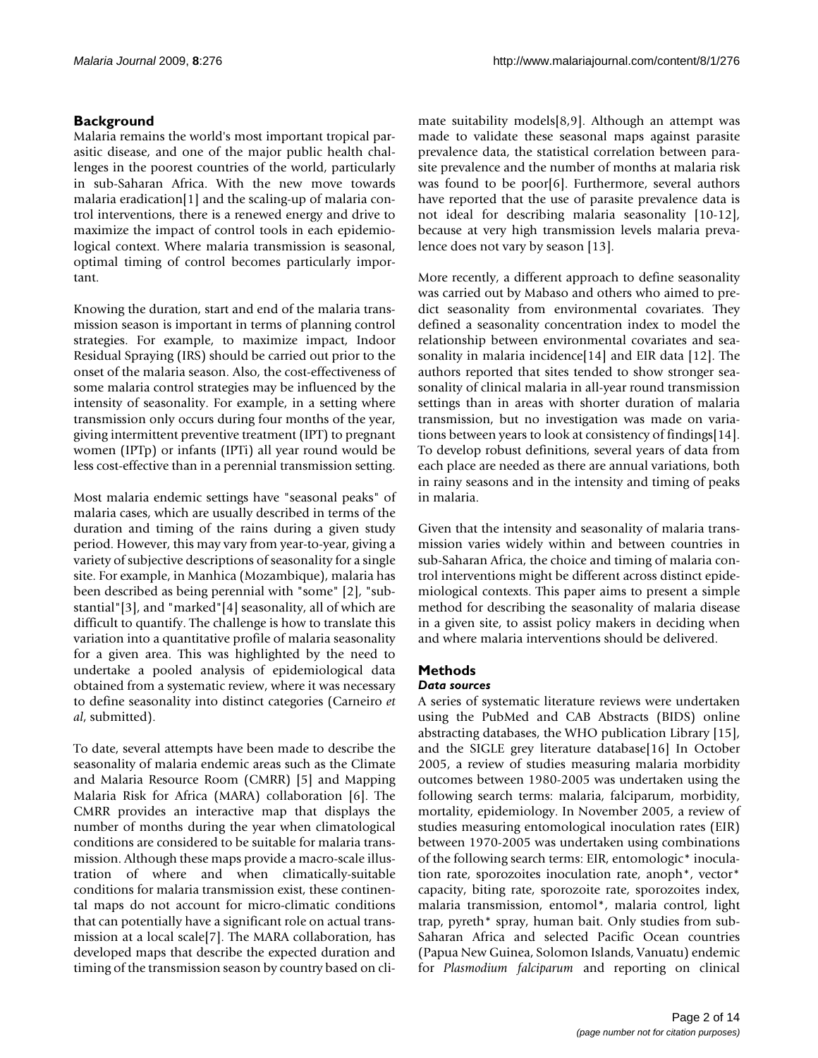## Background

Malaria remains the world's most important tropical parasitic disease, and one of the major public health challenges in the poorest countries of the world, particularly in sub-Saharan Africa. With the new move towards malaria eradication[1] and the scaling-up of malaria control interventions, there is a renewed energy and drive to maximize the impact of control tools in each epidemiological context. Where malaria transmission is seasonal, optimal timing of control becomes particularly important.

Knowing the duration, start and end of the malaria transmission season is important in terms of planning control strategies. For example, to maximize impact, Indoor Residual Spraying (IRS) should be carried out prior to the onset of the malaria season. Also, the cost-effectiveness of some malaria control strategies may be influenced by the intensity of seasonality. For example, in a setting where transmission only occurs during four months of the year, giving intermittent preventive treatment (IPT) to pregnant women (IPTp) or infants (IPTi) all year round would be less cost-effective than in a perennial transmission setting.

Most malaria endemic settings have "seasonal peaks" of malaria cases, which are usually described in terms of the duration and timing of the rains during a given study period. However, this may vary from year-to-year, giving a variety of subjective descriptions of seasonality for a single site. For example, in Manhica (Mozambique), malaria has been described as being perennial with "some" [2], "substantial"[3], and "marked"[4] seasonality, all of which are difficult to quantify. The challenge is how to translate this variation into a quantitative profile of malaria seasonality for a given area. This was highlighted by the need to undertake a pooled analysis of epidemiological data obtained from a systematic review, where it was necessary to define seasonality into distinct categories (Carneiro *et al*, submitted).

To date, several attempts have been made to describe the seasonality of malaria endemic areas such as the Climate and Malaria Resource Room (CMRR) [5] and Mapping Malaria Risk for Africa (MARA) collaboration [6]. The CMRR provides an interactive map that displays the number of months during the year when climatological conditions are considered to be suitable for malaria transmission. Although these maps provide a macro-scale illustration of where and when climatically-suitable conditions for malaria transmission exist, these continental maps do not account for micro-climatic conditions that can potentially have a significant role on actual transmission at a local scale[7]. The MARA collaboration, has developed maps that describe the expected duration and timing of the transmission season by country based on climate suitability models[8,9]. Although an attempt was made to validate these seasonal maps against parasite prevalence data, the statistical correlation between parasite prevalence and the number of months at malaria risk was found to be poor[6]. Furthermore, several authors have reported that the use of parasite prevalence data is not ideal for describing malaria seasonality [10-12], because at very high transmission levels malaria prevalence does not vary by season [13].

More recently, a different approach to define seasonality was carried out by Mabaso and others who aimed to predict seasonality from environmental covariates. They defined a seasonality concentration index to model the relationship between environmental covariates and seasonality in malaria incidence[14] and EIR data [12]. The authors reported that sites tended to show stronger seasonality of clinical malaria in all-year round transmission settings than in areas with shorter duration of malaria transmission, but no investigation was made on variations between years to look at consistency of findings[14]. To develop robust definitions, several years of data from each place are needed as there are annual variations, both in rainy seasons and in the intensity and timing of peaks in malaria.

Given that the intensity and seasonality of malaria transmission varies widely within and between countries in sub-Saharan Africa, the choice and timing of malaria control interventions might be different across distinct epidemiological contexts. This paper aims to present a simple method for describing the seasonality of malaria disease in a given site, to assist policy makers in deciding when and where malaria interventions should be delivered.

## Methods

### Data sources

A series of systematic literature reviews were undertaken using the PubMed and CAB Abstracts (BIDS) online abstracting databases, the WHO publication Library [15], and the SIGLE grey literature database[16] In October 2005, a review of studies measuring malaria morbidity outcomes between 1980-2005 was undertaken using the following search terms: malaria, falciparum, morbidity, mortality, epidemiology. In November 2005, a review of studies measuring entomological inoculation rates (EIR) between 1970-2005 was undertaken using combinations of the following search terms: EIR, entomologic* inoculation rate, sporozoites inoculation rate, anoph*, vector* capacity, biting rate, sporozoite rate, sporozoites index, malaria transmission, entomol*, malaria control, light trap, pyreth* spray, human bait. Only studies from sub-Saharan Africa and selected Pacific Ocean countries (Papua New Guinea, Solomon Islands, Vanuatu) endemic for *Plasmodium falciparum* and reporting on clinical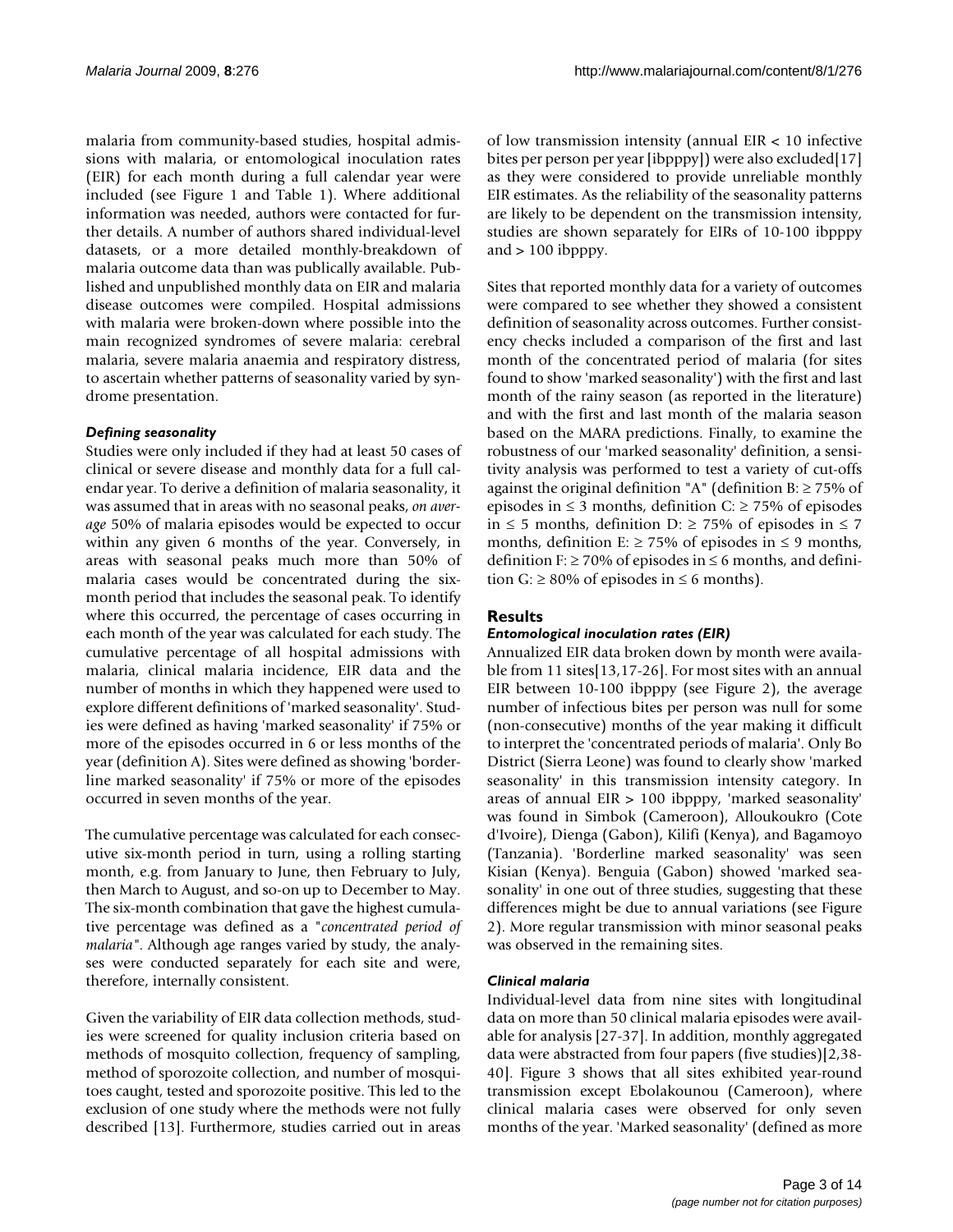malaria from community-based studies, hospital admissions with malaria, or entomological inoculation rates (EIR) for each month during a full calendar year were included (see Figure 1 and Table 1). Where additional information was needed, authors were contacted for further details. A number of authors shared individual-level datasets, or a more detailed monthly-breakdown of malaria outcome data than was publically available. Published and unpublished monthly data on EIR and malaria disease outcomes were compiled. Hospital admissions with malaria were broken-down where possible into the main recognized syndromes of severe malaria: cerebral malaria, severe malaria anaemia and respiratory distress, to ascertain whether patterns of seasonality varied by syndrome presentation.

### *Defining seasonality*

Studies were only included if they had at least 50 cases of clinical or severe disease and monthly data for a full calendar year. To derive a definition of malaria seasonality, it was assumed that in areas with no seasonal peaks, *on average* 50% of malaria episodes would be expected to occur within any given 6 months of the year. Conversely, in areas with seasonal peaks much more than 50% of malaria cases would be concentrated during the six-month period that includes the seasonal peak. To identify where this occurred, the percentage of cases occurring in each month of the year was calculated for each study. The cumulative percentage of all hospital admissions with malaria, clinical malaria incidence, EIR data and the number of months in which they happened were used to explore different definitions of 'marked seasonality'. Studies were defined as having 'marked seasonality' if 75% or more of the episodes occurred in 6 or less months of the year (definition A). Sites were defined as showing 'borderline marked seasonality' if 75% or more of the episodes occurred in seven months of the year.

The cumulative percentage was calculated for each consecutive six-month period in turn, using a rolling starting month, e.g. from January to June, then February to July, then March to August, and so-on up to December to May. The six-month combination that gave the highest cumulative percentage was defined as a "*concentrated period of malaria*". Although age ranges varied by study, the analyses were conducted separately for each site and were, therefore, internally consistent.

Given the variability of EIR data collection methods, studies were screened for quality inclusion criteria based on methods of mosquito collection, frequency of sampling, method of sporozoite collection, and number of mosquitoes caught, tested and sporozoite positive. This led to the exclusion of one study where the methods were not fully described [13]. Furthermore, studies carried out in areas of low transmission intensity (annual EIR < 10 infective bites per person per year [ibpppy]) were also excluded[17] as they were considered to provide unreliable monthly EIR estimates. As the reliability of the seasonality patterns are likely to be dependent on the transmission intensity, studies are shown separately for EIRs of 10-100 ibpppy and > 100 ibpppy.

Sites that reported monthly data for a variety of outcomes were compared to see whether they showed a consistent definition of seasonality across outcomes. Further consistency checks included a comparison of the first and last month of the concentrated period of malaria (for sites found to show 'marked seasonality') with the first and last month of the rainy season (as reported in the literature) and with the first and last month of the malaria season based on the MARA predictions. Finally, to examine the robustness of our 'marked seasonality' definition, a sensitivity analysis was performed to test a variety of cut-offs against the original definition "A" (definition B: ≥ 75% of episodes in ≤ 3 months, definition C: ≥ 75% of episodes in ≤ 5 months, definition D: ≥ 75% of episodes in ≤ 7 months, definition E: ≥ 75% of episodes in ≤ 9 months, definition F: ≥ 70% of episodes in ≤ 6 months, and definition G: ≥ 80% of episodes in ≤ 6 months).

## Results

### *Entomological inoculation rates (EIR)*

Annualized EIR data broken down by month were available from 11 sites[13,17-26]. For most sites with an annual EIR between 10-100 ibpppy (see Figure 2), the average number of infectious bites per person was null for some (non-consecutive) months of the year making it difficult to interpret the 'concentrated periods of malaria'. Only Bo District (Sierra Leone) was found to clearly show 'marked seasonality' in this transmission intensity category. In areas of annual EIR > 100 ibpppy, 'marked seasonality' was found in Simbok (Cameroon), Alloukoukro (Cote d'Ivoire), Dienga (Gabon), Kilifi (Kenya), and Bagamoyo (Tanzania). 'Borderline marked seasonality' was seen Kisian (Kenya). Benguia (Gabon) showed 'marked seasonality' in one out of three studies, suggesting that these differences might be due to annual variations (see Figure 2). More regular transmission with minor seasonal peaks was observed in the remaining sites.

### *Clinical malaria*

Individual-level data from nine sites with longitudinal data on more than 50 clinical malaria episodes were available for analysis [27-37]. In addition, monthly aggregated data were abstracted from four papers (five studies)[2,38-40]. Figure 3 shows that all sites exhibited year-round transmission except Ebolakounou (Cameroon), where clinical malaria cases were observed for only seven months of the year. 'Marked seasonality' (defined as more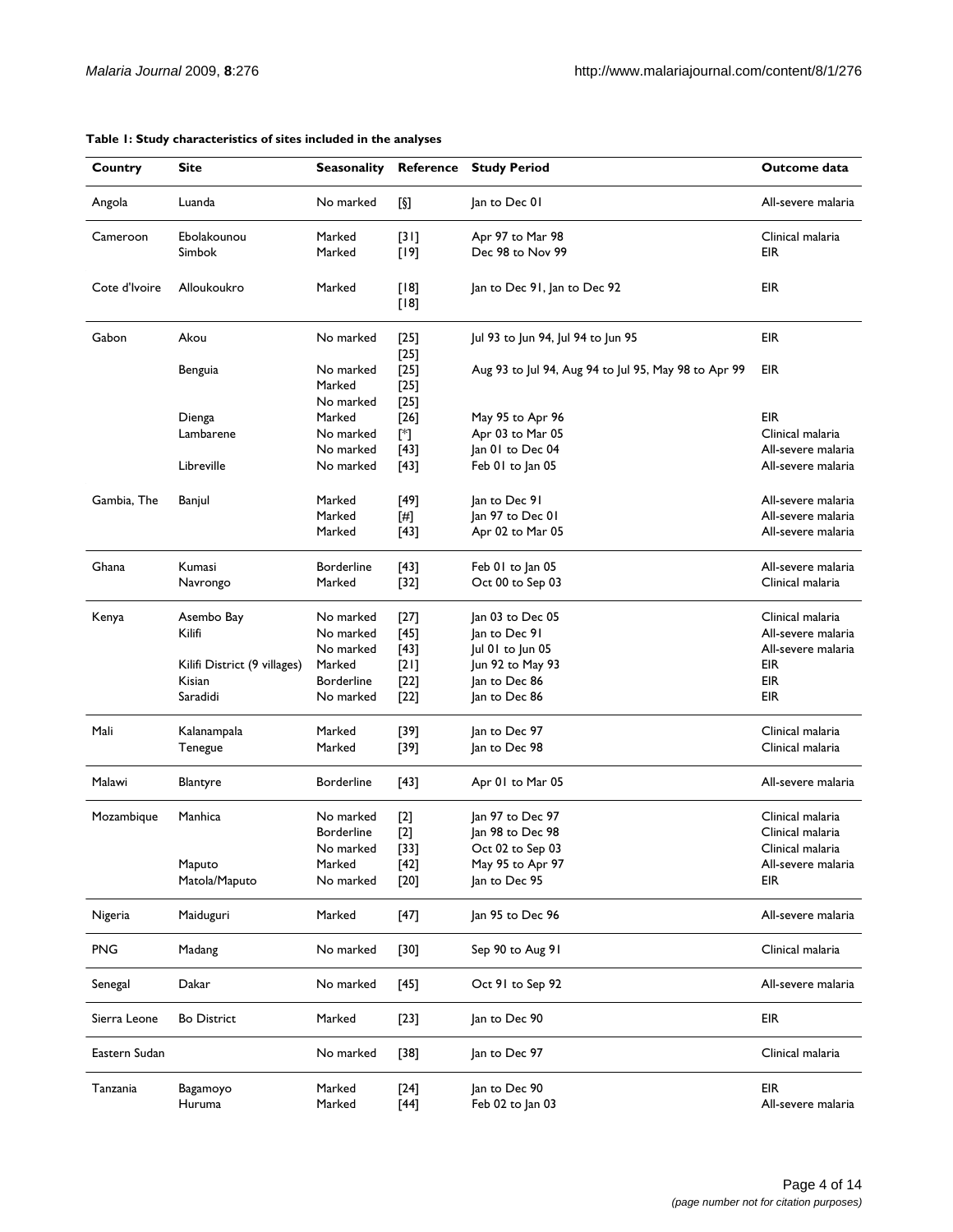**Table 1: Study characteristics of sites included in the analyses**

| Country | Site | Seasonality | Reference | Study Period | Outcome data |
| --- | --- | --- | --- | --- | --- |
| Angola | Luanda | No marked | [§] | Jan to Dec 01 | All-severe malaria |
| Cameroon | Ebolakounou | Marked | [31] | Apr 97 to Mar 98 | Clinical malaria |
| | Simbok | Marked | [19] | Dec 98 to Nov 99 | EIR |
| Cote d'Ivoire | Alloukoukro | Marked | [18] [18] | Jan to Dec 91, Jan to Dec 92 | EIR |
| Gabon | Akou | No marked | [25] [25] | Jul 93 to Jun 94, Jul 94 to Jun 95 | EIR |
| | Benguia | No marked | [25] | Aug 93 to Jul 94, Aug 94 to Jul 95, May 98 to Apr 99 | EIR |
| | | Marked | [25] | | |
| | | No marked | [25] | | |
| | Dienga | Marked | [26] | May 95 to Apr 96 | EIR |
| | Lambarene | No marked | [*] | Apr 03 to Mar 05 | Clinical malaria |
| | | No marked | [43] | Jan 01 to Dec 04 | All-severe malaria |
| | Libreville | No marked | [43] | Feb 01 to Jan 05 | All-severe malaria |
| Gambia, The | Banjul | Marked | [49] | Jan to Dec 91 | All-severe malaria |
| | | Marked | [#] | Jan 97 to Dec 01 | All-severe malaria |
| | | Marked | [43] | Apr 02 to Mar 05 | All-severe malaria |
| Ghana | Kumasi | Borderline | [43] | Feb 01 to Jan 05 | All-severe malaria |
| | Navrongo | Marked | [32] | Oct 00 to Sep 03 | Clinical malaria |
| Kenya | Asembo Bay | No marked | [27] | Jan 03 to Dec 05 | Clinical malaria |
| | Kilifi | No marked | [45] | Jan to Dec 91 | All-severe malaria |
| | | No marked | [43] | Jul 01 to Jun 05 | All-severe malaria |
| | Kilifi District (9 villages) | Marked | [21] | Jun 92 to May 93 | EIR |
| | Kisian | Borderline | [22] | Jan to Dec 86 | EIR |
| | Saradidi | No marked | [22] | Jan to Dec 86 | EIR |
| Mali | Kalanampala | Marked | [39] | Jan to Dec 97 | Clinical malaria |
| | Tenegue | Marked | [39] | Jan to Dec 98 | Clinical malaria |
| Malawi | Blantyre | Borderline | [43] | Apr 01 to Mar 05 | All-severe malaria |
| Mozambique | Manhica | No marked | [2] | Jan 97 to Dec 97 | Clinical malaria |
| | | Borderline | [2] | Jan 98 to Dec 98 | Clinical malaria |
| | | No marked | [33] | Oct 02 to Sep 03 | Clinical malaria |
| | Maputo | Marked | [42] | May 95 to Apr 97 | All-severe malaria |
| | Matola/Maputo | No marked | [20] | Jan to Dec 95 | EIR |
| Nigeria | Maiduguri | Marked | [47] | Jan 95 to Dec 96 | All-severe malaria |
| PNG | Madang | No marked | [30] | Sep 90 to Aug 91 | Clinical malaria |
| Senegal | Dakar | No marked | [45] | Oct 91 to Sep 92 | All-severe malaria |
| Sierra Leone | Bo District | Marked | [23] | Jan to Dec 90 | EIR |
| Eastern Sudan | | No marked | [38] | Jan to Dec 97 | Clinical malaria |
| Tanzania | Bagamoyo | Marked | [24] | Jan to Dec 90 | EIR |
| | Huruma | Marked | [44] | Feb 02 to Jan 03 | All-severe malaria |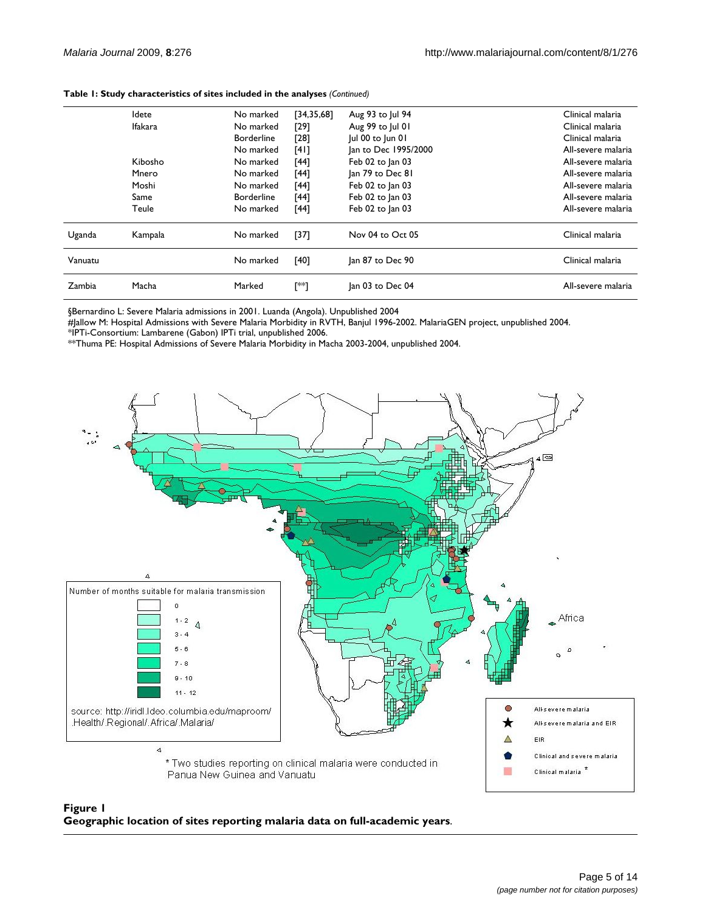**Table 1: Study characteristics of sites included in the analyses** *(Continued)*

| | | | | | |
|---|---|---|---|---|---|
| | Idete | No marked | [34,35,68] | Aug 93 to Jul 94 | Clinical malaria |
| | Ifakara | No marked | [29] | Aug 99 to Jul 01 | Clinical malaria |
| | | Borderline | [28] | Jul 00 to Jun 01 | Clinical malaria |
| | | No marked | [41] | Jan to Dec 1995/2000 | All-severe malaria |
| | Kibosho | No marked | [44] | Feb 02 to Jan 03 | All-severe malaria |
| | Mnero | No marked | [44] | Jan 79 to Dec 81 | All-severe malaria |
| | Moshi | No marked | [44] | Feb 02 to Jan 03 | All-severe malaria |
| | Same | Borderline | [44] | Feb 02 to Jan 03 | All-severe malaria |
| | Teule | No marked | [44] | Feb 02 to Jan 03 | All-severe malaria |
| Uganda | Kampala | No marked | [37] | Nov 04 to Oct 05 | Clinical malaria |
| Vanuatu | | No marked | [40] | Jan 87 to Dec 90 | Clinical malaria |
| Zambia | Macha | Marked | [**] | Jan 03 to Dec 04 | All-severe malaria |

§Bernardino L: Severe Malaria admissions in 2001. Luanda (Angola). Unpublished 2004
#Jallow M: Hospital Admissions with Severe Malaria Morbidity in RVTH, Banjul 1996-2002. MalariaGEN project, unpublished 2004.
*IPTi-Consortium: Lambarene (Gabon) IPTi trial, unpublished 2006.
**Thuma PE: Hospital Admissions of Severe Malaria Morbidity in Macha 2003-2004, unpublished 2004.

**Figure 1**
**Geographic location of sites reporting malaria data on full-academic years**.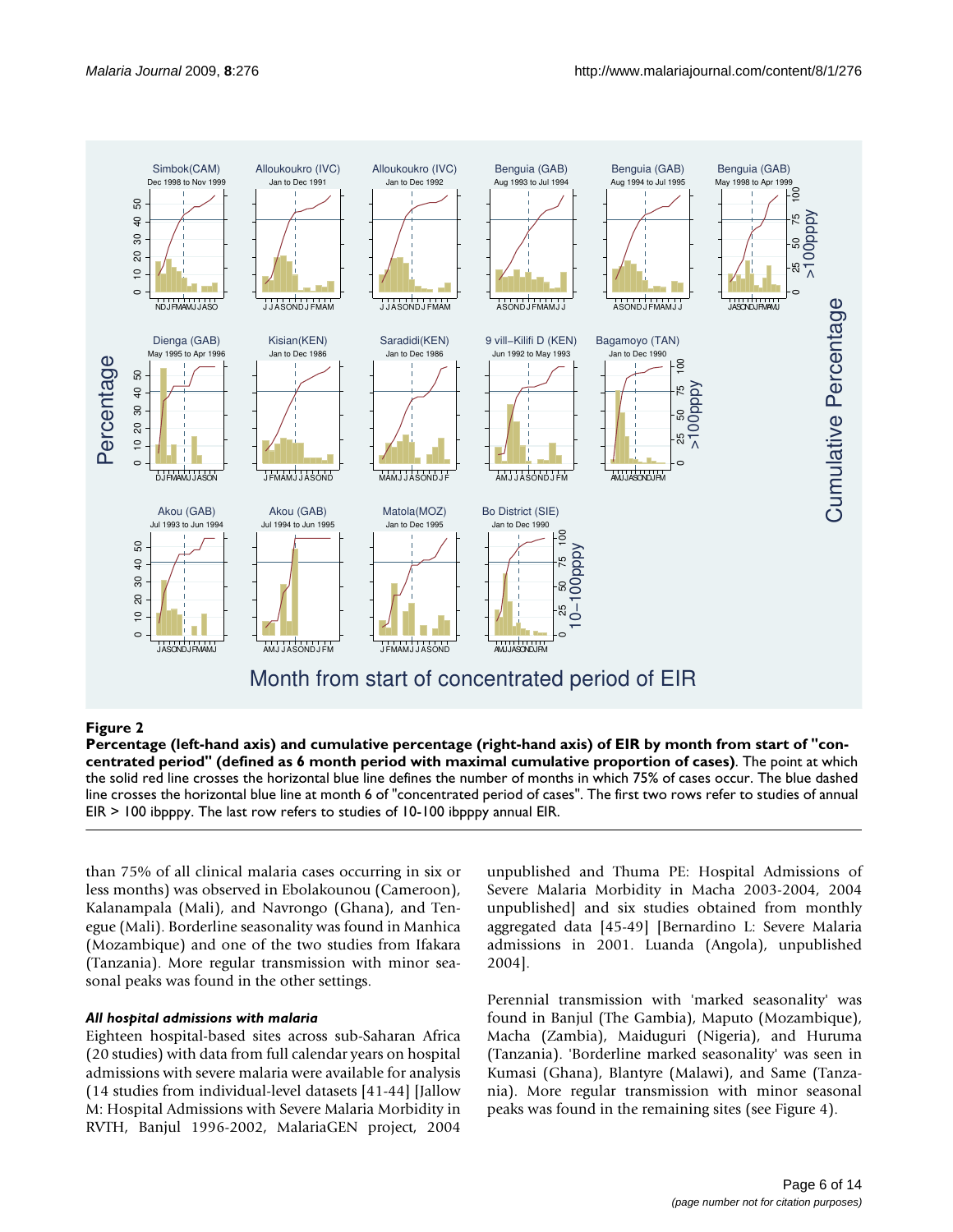**Figure 2**

**Percentage (left-hand axis) and cumulative percentage (right-hand axis) of EIR by month from start of "concentrated period" (defined as 6 month period with maximal cumulative proportion of cases)**. The point at which the solid red line crosses the horizontal blue line defines the number of months in which 75% of cases occur. The blue dashed line crosses the horizontal blue line at month 6 of "concentrated period of cases". The first two rows refer to studies of annual EIR > 100 ibpppy. The last row refers to studies of 10-100 ibpppy annual EIR.

than 75% of all clinical malaria cases occurring in six or less months) was observed in Ebolakounou (Cameroon), Kalanampala (Mali), and Navrongo (Ghana), and Tenegue (Mali). Borderline seasonality was found in Manhica (Mozambique) and one of the two studies from Ifakara (Tanzania). More regular transmission with minor seasonal peaks was found in the other settings.

#### *All hospital admissions with malaria*

Eighteen hospital-based sites across sub-Saharan Africa (20 studies) with data from full calendar years on hospital admissions with severe malaria were available for analysis (14 studies from individual-level datasets [41-44] [Jallow M: Hospital Admissions with Severe Malaria Morbidity in RVTH, Banjul 1996-2002, MalariaGEN project, 2004 unpublished and Thuma PE: Hospital Admissions of Severe Malaria Morbidity in Macha 2003-2004, 2004 unpublished] and six studies obtained from monthly aggregated data [45-49] [Bernardino L: Severe Malaria admissions in 2001. Luanda (Angola), unpublished 2004].

Perennial transmission with 'marked seasonality' was found in Banjul (The Gambia), Maputo (Mozambique), Macha (Zambia), Maiduguri (Nigeria), and Huruma (Tanzania). 'Borderline marked seasonality' was seen in Kumasi (Ghana), Blantyre (Malawi), and Same (Tanzania). More regular transmission with minor seasonal peaks was found in the remaining sites (see Figure 4).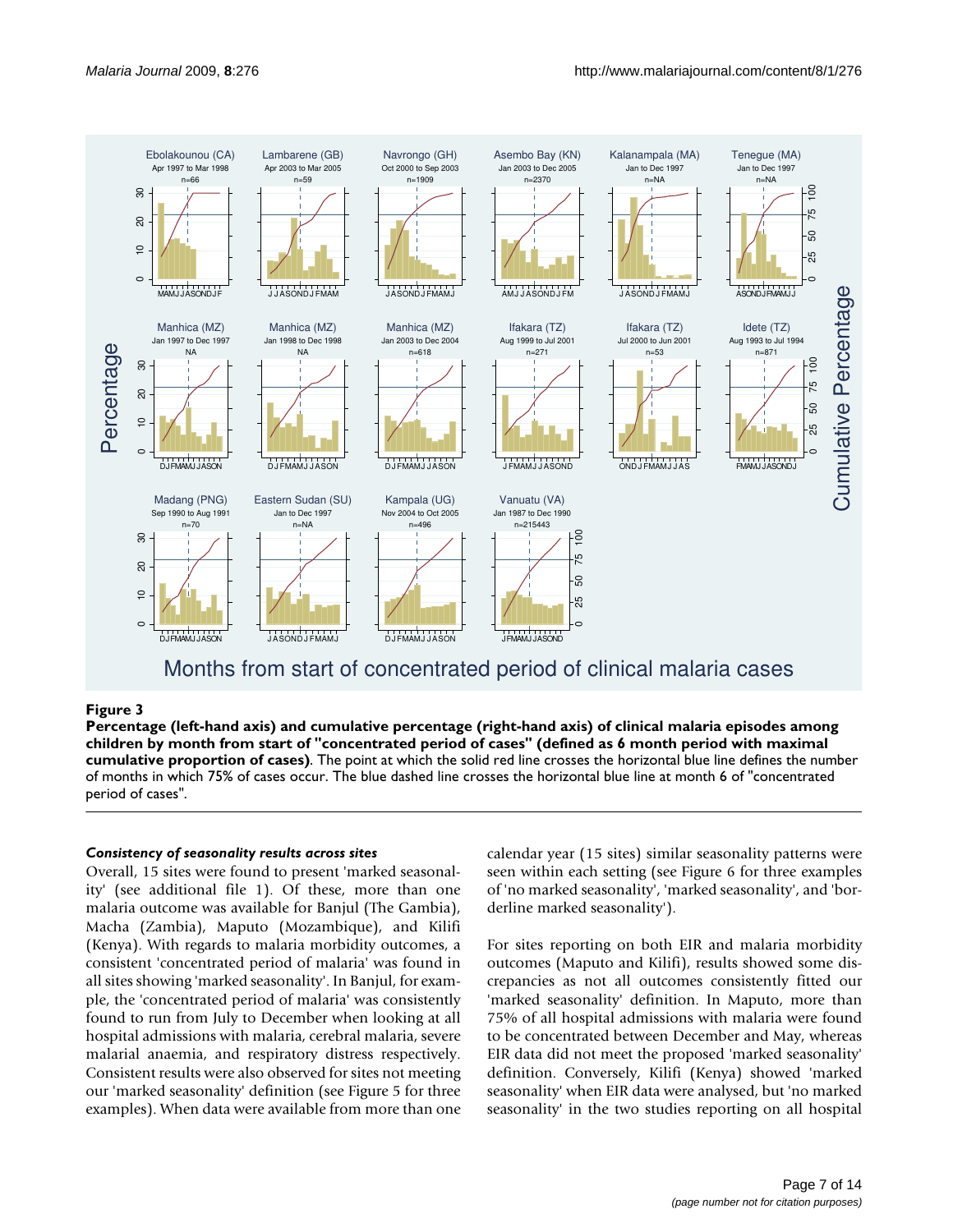**Figure 3**

**Percentage (left-hand axis) and cumulative percentage (right-hand axis) of clinical malaria episodes among children by month from start of "concentrated period of cases" (defined as 6 month period with maximal cumulative proportion of cases)**. The point at which the solid red line crosses the horizontal blue line defines the number of months in which 75% of cases occur. The blue dashed line crosses the horizontal blue line at month 6 of "concentrated period of cases".

#### *Consistency of seasonality results across sites*

Overall, 15 sites were found to present 'marked seasonality' (see additional file 1). Of these, more than one malaria outcome was available for Banjul (The Gambia), Macha (Zambia), Maputo (Mozambique), and Kilifi (Kenya). With regards to malaria morbidity outcomes, a consistent 'concentrated period of malaria' was found in all sites showing 'marked seasonality'. In Banjul, for example, the 'concentrated period of malaria' was consistently found to run from July to December when looking at all hospital admissions with malaria, cerebral malaria, severe malarial anaemia, and respiratory distress respectively. Consistent results were also observed for sites not meeting our 'marked seasonality' definition (see Figure 5 for three examples). When data were available from more than one calendar year (15 sites) similar seasonality patterns were seen within each setting (see Figure 6 for three examples of 'no marked seasonality', 'marked seasonality', and 'borderline marked seasonality').

For sites reporting on both EIR and malaria morbidity outcomes (Maputo and Kilifi), results showed some discrepancies as not all outcomes consistently fitted our 'marked seasonality' definition. In Maputo, more than 75% of all hospital admissions with malaria were found to be concentrated between December and May, whereas EIR data did not meet the proposed 'marked seasonality' definition. Conversely, Kilifi (Kenya) showed 'marked seasonality' when EIR data were analysed, but 'no marked seasonality' in the two studies reporting on all hospital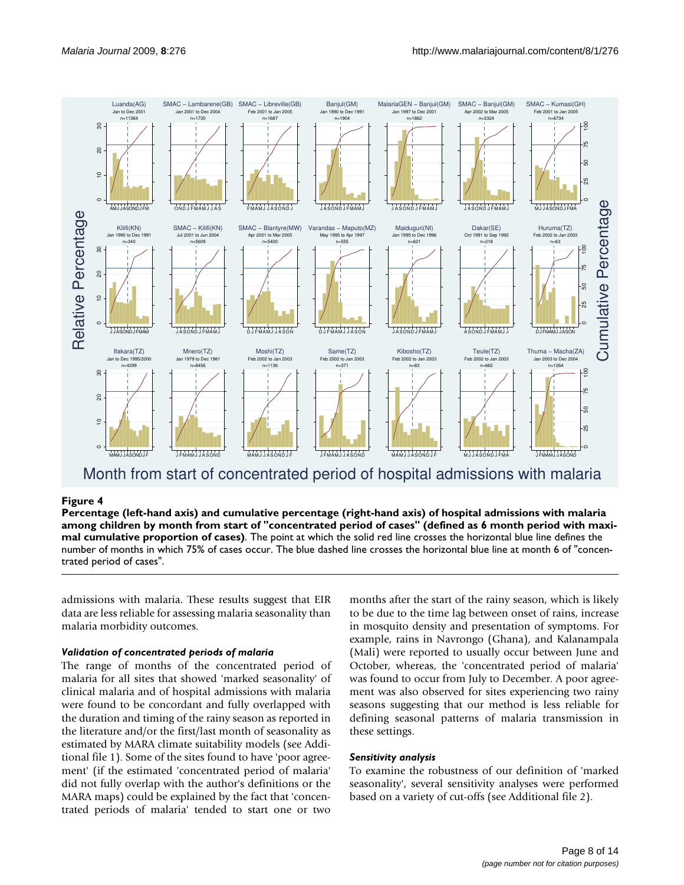**Figure 4**

**Percentage (left-hand axis) and cumulative percentage (right-hand axis) of hospital admissions with malaria among children by month from start of "concentrated period of cases" (defined as 6 month period with maximal cumulative proportion of cases)**. The point at which the solid red line crosses the horizontal blue line defines the number of months in which 75% of cases occur. The blue dashed line crosses the horizontal blue line at month 6 of "concentrated period of cases".

admissions with malaria. These results suggest that EIR data are less reliable for assessing malaria seasonality than malaria morbidity outcomes.

#### *Validation of concentrated periods of malaria*

The range of months of the concentrated period of malaria for all sites that showed 'marked seasonality' of clinical malaria and of hospital admissions with malaria were found to be concordant and fully overlapped with the duration and timing of the rainy season as reported in the literature and/or the first/last month of seasonality as estimated by MARA climate suitability models (see Additional file 1). Some of the sites found to have 'poor agreement' (if the estimated 'concentrated period of malaria' did not fully overlap with the author's definitions or the MARA maps) could be explained by the fact that 'concentrated periods of malaria' tended to start one or two months after the start of the rainy season, which is likely to be due to the time lag between onset of rains, increase in mosquito density and presentation of symptoms. For example, rains in Navrongo (Ghana), and Kalanampala (Mali) were reported to usually occur between June and October, whereas, the 'concentrated period of malaria' was found to occur from July to December. A poor agreement was also observed for sites experiencing two rainy seasons suggesting that our method is less reliable for defining seasonal patterns of malaria transmission in these settings.

#### *Sensitivity analysis*

To examine the robustness of our definition of 'marked seasonality', several sensitivity analyses were performed based on a variety of cut-offs (see Additional file 2).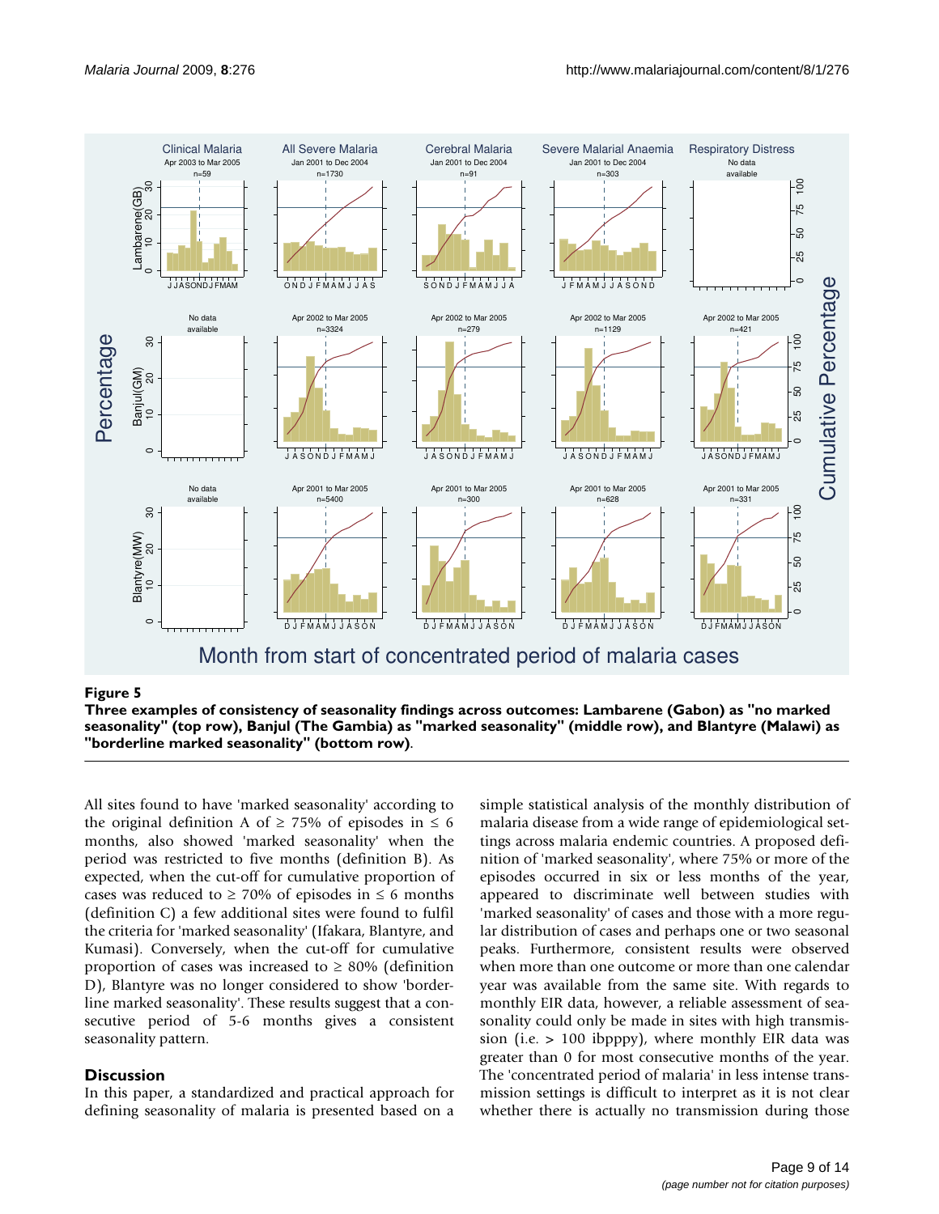**Figure 5**

**Three examples of consistency of seasonality findings across outcomes: Lambarene (Gabon) as "no marked seasonality" (top row), Banjul (The Gambia) as "marked seasonality" (middle row), and Blantyre (Malawi) as "borderline marked seasonality" (bottom row)**.

All sites found to have 'marked seasonality' according to the original definition A of ≥ 75% of episodes in ≤ 6 months, also showed 'marked seasonality' when the period was restricted to five months (definition B). As expected, when the cut-off for cumulative proportion of cases was reduced to ≥ 70% of episodes in ≤ 6 months (definition C) a few additional sites were found to fulfil the criteria for 'marked seasonality' (Ifakara, Blantyre, and Kumasi). Conversely, when the cut-off for cumulative proportion of cases was increased to ≥ 80% (definition D), Blantyre was no longer considered to show 'borderline marked seasonality'. These results suggest that a consecutive period of 5-6 months gives a consistent seasonality pattern.

## Discussion

In this paper, a standardized and practical approach for defining seasonality of malaria is presented based on a simple statistical analysis of the monthly distribution of malaria disease from a wide range of epidemiological settings across malaria endemic countries. A proposed definition of 'marked seasonality', where 75% or more of the episodes occurred in six or less months of the year, appeared to discriminate well between studies with 'marked seasonality' of cases and those with a more regular distribution of cases and perhaps one or two seasonal peaks. Furthermore, consistent results were observed when more than one outcome or more than one calendar year was available from the same site. With regards to monthly EIR data, however, a reliable assessment of seasonality could only be made in sites with high transmission (i.e. > 100 ibpppy), where monthly EIR data was greater than 0 for most consecutive months of the year. The 'concentrated period of malaria' in less intense transmission settings is difficult to interpret as it is not clear whether there is actually no transmission during those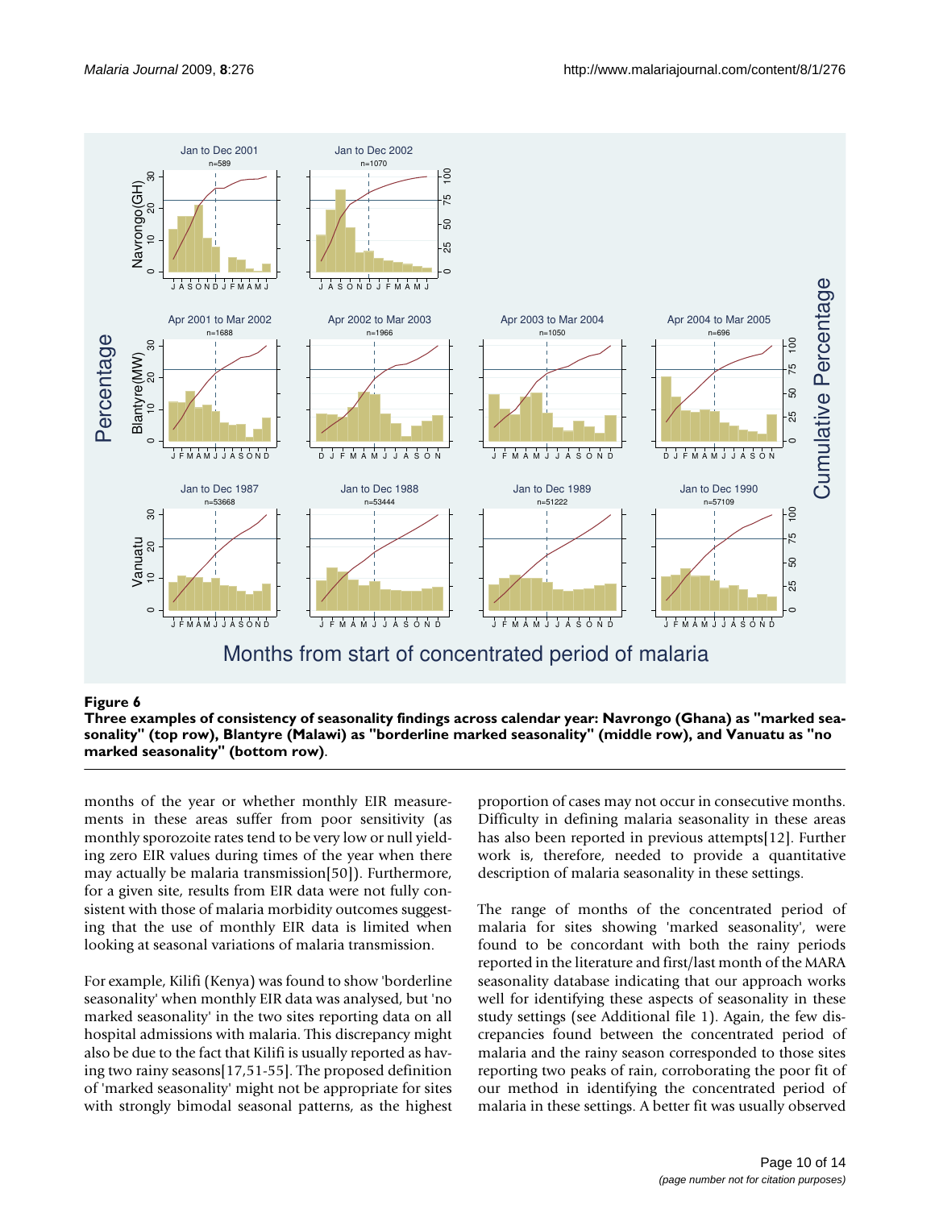**Figure 6**

**Three examples of consistency of seasonality findings across calendar year: Navrongo (Ghana) as "marked seasonality" (top row), Blantyre (Malawi) as "borderline marked seasonality" (middle row), and Vanuatu as "no marked seasonality" (bottom row)**.

months of the year or whether monthly EIR measurements in these areas suffer from poor sensitivity (as monthly sporozoite rates tend to be very low or null yielding zero EIR values during times of the year when there may actually be malaria transmission[50]). Furthermore, for a given site, results from EIR data were not fully consistent with those of malaria morbidity outcomes suggesting that the use of monthly EIR data is limited when looking at seasonal variations of malaria transmission.

For example, Kilifi (Kenya) was found to show 'borderline seasonality' when monthly EIR data was analysed, but 'no marked seasonality' in the two sites reporting data on all hospital admissions with malaria. This discrepancy might also be due to the fact that Kilifi is usually reported as having two rainy seasons[17,51-55]. The proposed definition of 'marked seasonality' might not be appropriate for sites with strongly bimodal seasonal patterns, as the highest proportion of cases may not occur in consecutive months. Difficulty in defining malaria seasonality in these areas has also been reported in previous attempts[12]. Further work is, therefore, needed to provide a quantitative description of malaria seasonality in these settings.

The range of months of the concentrated period of malaria for sites showing 'marked seasonality', were found to be concordant with both the rainy periods reported in the literature and first/last month of the MARA seasonality database indicating that our approach works well for identifying these aspects of seasonality in these study settings (see Additional file 1). Again, the few discrepancies found between the concentrated period of malaria and the rainy season corresponded to those sites reporting two peaks of rain, corroborating the poor fit of our method in identifying the concentrated period of malaria in these settings. A better fit was usually observed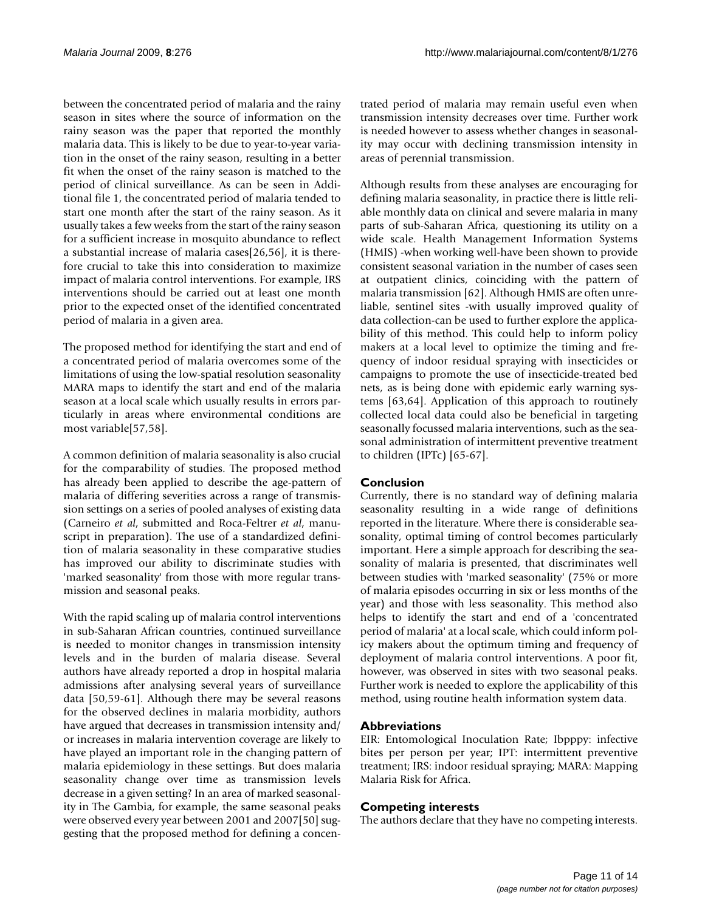between the concentrated period of malaria and the rainy season in sites where the source of information on the rainy season was the paper that reported the monthly malaria data. This is likely to be due to year-to-year variation in the onset of the rainy season, resulting in a better fit when the onset of the rainy season is matched to the period of clinical surveillance. As can be seen in Additional file 1, the concentrated period of malaria tended to start one month after the start of the rainy season. As it usually takes a few weeks from the start of the rainy season for a sufficient increase in mosquito abundance to reflect a substantial increase of malaria cases[26,56], it is therefore crucial to take this into consideration to maximize impact of malaria control interventions. For example, IRS interventions should be carried out at least one month prior to the expected onset of the identified concentrated period of malaria in a given area.

The proposed method for identifying the start and end of a concentrated period of malaria overcomes some of the limitations of using the low-spatial resolution seasonality MARA maps to identify the start and end of the malaria season at a local scale which usually results in errors particularly in areas where environmental conditions are most variable[57,58].

A common definition of malaria seasonality is also crucial for the comparability of studies. The proposed method has already been applied to describe the age-pattern of malaria of differing severities across a range of transmission settings on a series of pooled analyses of existing data (Carneiro *et al*, submitted and Roca-Feltrer *et al*, manuscript in preparation). The use of a standardized definition of malaria seasonality in these comparative studies has improved our ability to discriminate studies with 'marked seasonality' from those with more regular transmission and seasonal peaks.

With the rapid scaling up of malaria control interventions in sub-Saharan African countries, continued surveillance is needed to monitor changes in transmission intensity levels and in the burden of malaria disease. Several authors have already reported a drop in hospital malaria admissions after analysing several years of surveillance data [50,59-61]. Although there may be several reasons for the observed declines in malaria morbidity, authors have argued that decreases in transmission intensity and/or increases in malaria intervention coverage are likely to have played an important role in the changing pattern of malaria epidemiology in these settings. But does malaria seasonality change over time as transmission levels decrease in a given setting? In an area of marked seasonality in The Gambia, for example, the same seasonal peaks were observed every year between 2001 and 2007[50] suggesting that the proposed method for defining a concentrated period of malaria may remain useful even when transmission intensity decreases over time. Further work is needed however to assess whether changes in seasonality may occur with declining transmission intensity in areas of perennial transmission.

Although results from these analyses are encouraging for defining malaria seasonality, in practice there is little reliable monthly data on clinical and severe malaria in many parts of sub-Saharan Africa, questioning its utility on a wide scale. Health Management Information Systems (HMIS) -when working well-have been shown to provide consistent seasonal variation in the number of cases seen at outpatient clinics, coinciding with the pattern of malaria transmission [62]. Although HMIS are often unreliable, sentinel sites -with usually improved quality of data collection-can be used to further explore the applicability of this method. This could help to inform policy makers at a local level to optimize the timing and frequency of indoor residual spraying with insecticides or campaigns to promote the use of insecticide-treated bed nets, as is being done with epidemic early warning systems [63,64]. Application of this approach to routinely collected local data could also be beneficial in targeting seasonally focussed malaria interventions, such as the seasonal administration of intermittent preventive treatment to children (IPTc) [65-67].

## Conclusion

Currently, there is no standard way of defining malaria seasonality resulting in a wide range of definitions reported in the literature. Where there is considerable seasonality, optimal timing of control becomes particularly important. Here a simple approach for describing the seasonality of malaria is presented, that discriminates well between studies with 'marked seasonality' (75% or more of malaria episodes occurring in six or less months of the year) and those with less seasonality. This method also helps to identify the start and end of a 'concentrated period of malaria' at a local scale, which could inform policy makers about the optimum timing and frequency of deployment of malaria control interventions. A poor fit, however, was observed in sites with two seasonal peaks. Further work is needed to explore the applicability of this method, using routine health information system data.

## Abbreviations

EIR: Entomological Inoculation Rate; Ibpppy: infective bites per person per year; IPT: intermittent preventive treatment; IRS: indoor residual spraying; MARA: Mapping Malaria Risk for Africa.

## Competing interests

The authors declare that they have no competing interests.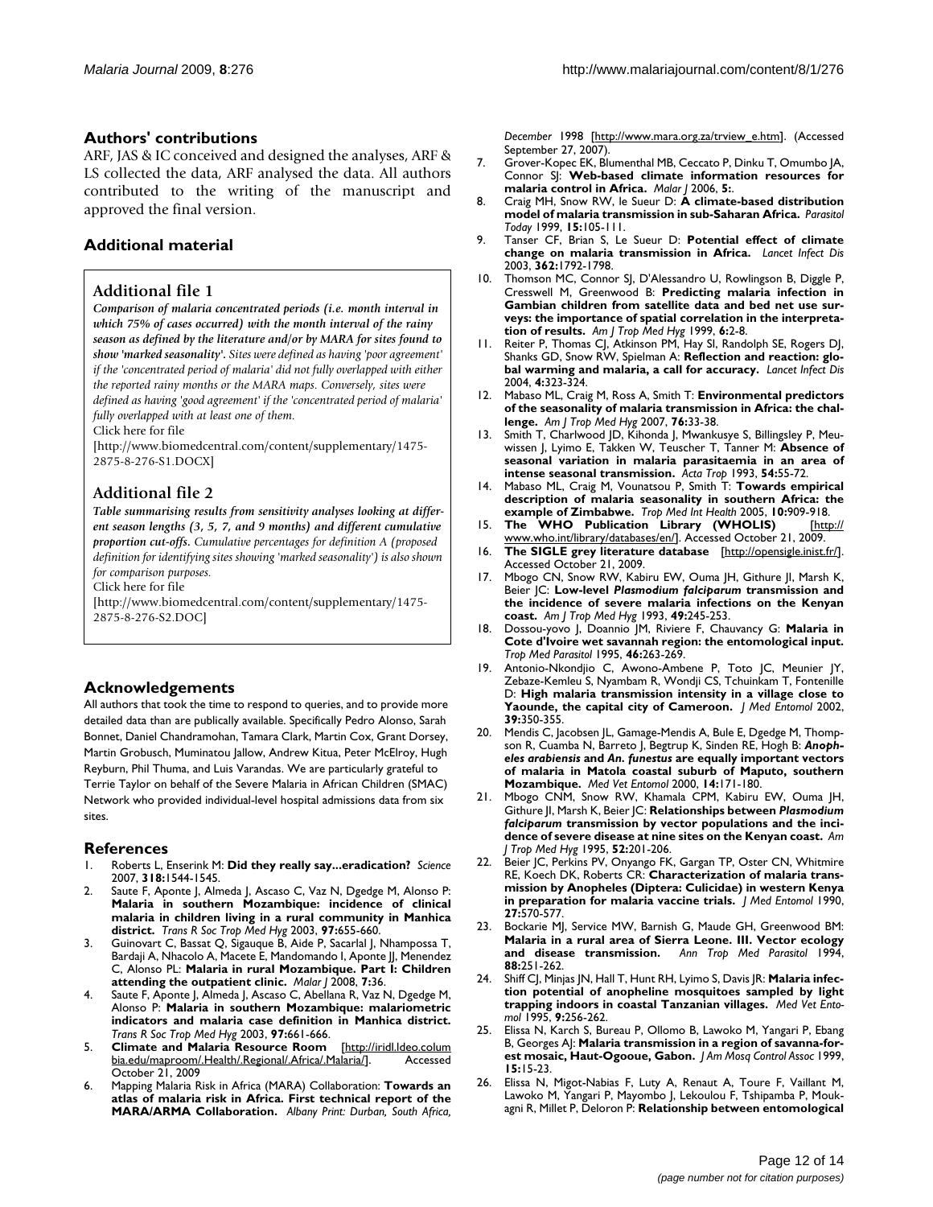## Authors' contributions

ARF, JAS & IC conceived and designed the analyses, ARF & LS collected the data, ARF analysed the data. All authors contributed to the writing of the manuscript and approved the final version.

## Additional material

### Additional file 1

***Comparison of malaria concentrated periods (i.e. month interval in which 75% of cases occurred) with the month interval of the rainy season as defined by the literature and/or by MARA for sites found to show 'marked seasonality'.*** *Sites were defined as having 'poor agreement' if the 'concentrated period of malaria' did not fully overlapped with either the reported rainy months or the MARA maps. Conversely, sites were defined as having 'good agreement' if the 'concentrated period of malaria' fully overlapped with at least one of them.*

Click here for file

[http://www.biomedcentral.com/content/supplementary/1475-2875-8-276-S1.DOCX]

### Additional file 2

***Table summarising results from sensitivity analyses looking at different season lengths (3, 5, 7, and 9 months) and different cumulative proportion cut-offs.*** *Cumulative percentages for definition A (proposed definition for identifying sites showing 'marked seasonality') is also shown for comparison purposes.*

Click here for file

[http://www.biomedcentral.com/content/supplementary/1475-2875-8-276-S2.DOC]

## Acknowledgements

All authors that took the time to respond to queries, and to provide more detailed data than are publically available. Specifically Pedro Alonso, Sarah Bonnet, Daniel Chandramohan, Tamara Clark, Martin Cox, Grant Dorsey, Martin Grobusch, Muminatou Jallow, Andrew Kitua, Peter McElroy, Hugh Reyburn, Phil Thuma, and Luis Varandas. We are particularly grateful to Terrie Taylor on behalf of the Severe Malaria in African Children (SMAC) Network who provided individual-level hospital admissions data from six sites.

## References

1. Roberts L, Enserink M: **Did they really say...eradication?** *Science* 2007, **318:**1544-1545.
2. Saute F, Aponte J, Almeda J, Ascaso C, Vaz N, Dgedge M, Alonso P: **Malaria in southern Mozambique: incidence of clinical malaria in children living in a rural community in Manhica district.** *Trans R Soc Trop Med Hyg* 2003, **97:**655-660.
3. Guinovart C, Bassat Q, Sigauque B, Aide P, Sacarlal J, Nhampossa T, Bardaji A, Nhacolo A, Macete E, Mandomando I, Aponte JJ, Menendez C, Alonso PL: **Malaria in rural Mozambique. Part I: Children attending the outpatient clinic.** *Malar J* 2008, **7:**36.
4. Saute F, Aponte J, Almeda J, Ascaso C, Abellana R, Vaz N, Dgedge M, Alonso P: **Malaria in southern Mozambique: malariometric indicators and malaria case definition in Manhica district.** *Trans R Soc Trop Med Hyg* 2003, **97:**661-666.
5. **Climate and Malaria Resource Room** [http://iridl.ldeo.columbia.edu/maproom/.Health/.Regional/.Africa/.Malaria/]. Accessed October 21, 2009
6. Mapping Malaria Risk in Africa (MARA) Collaboration: **Towards an atlas of malaria risk in Africa. First technical report of the MARA/ARMA Collaboration.** *Albany Print: Durban, South Africa, December* 1998 [http://www.mara.org.za/trview_e.htm]. (Accessed September 27, 2007).
7. Grover-Kopec EK, Blumenthal MB, Ceccato P, Dinku T, Omumbo JA, Connor SJ: **Web-based climate information resources for malaria control in Africa.** *Malar J* 2006, **5:**.
8. Craig MH, Snow RW, le Sueur D: **A climate-based distribution model of malaria transmission in sub-Saharan Africa.** *Parasitol Today* 1999, **15:**105-111.
9. Tanser CF, Brian S, Le Sueur D: **Potential effect of climate change on malaria transmission in Africa.** *Lancet Infect Dis* 2003, **362:**1792-1798.
10. Thomson MC, Connor SJ, D'Alessandro U, Rowlingson B, Diggle P, Cresswell M, Greenwood B: **Predicting malaria infection in Gambian children from satellite data and bed net use surveys: the importance of spatial correlation in the interpretation of results.** *Am J Trop Med Hyg* 1999, **6:**2-8.
11. Reiter P, Thomas CJ, Atkinson PM, Hay SI, Randolph SE, Rogers DJ, Shanks GD, Snow RW, Spielman A: **Reflection and reaction: global warming and malaria, a call for accuracy.** *Lancet Infect Dis* 2004, **4:**323-324.
12. Mabaso ML, Craig M, Ross A, Smith T: **Environmental predictors of the seasonality of malaria transmission in Africa: the challenge.** *Am J Trop Med Hyg* 2007, **76:**33-38.
13. Smith T, Charlwood JD, Kihonda J, Mwankusye S, Billingsley P, Meuwissen J, Lyimo E, Takken W, Teuscher T, Tanner M: **Absence of seasonal variation in malaria parasitaemia in an area of intense seasonal transmission.** *Acta Trop* 1993, **54:**55-72.
14. Mabaso ML, Craig M, Vounatsou P, Smith T: **Towards empirical description of malaria seasonality in southern Africa: the example of Zimbabwe.** *Trop Med Int Health* 2005, **10:**909-918.
15. **The WHO Publication Library (WHOLIS)** [http://www.who.int/library/databases/en/]. Accessed October 21, 2009.
16. **The SIGLE grey literature database** [http://opensigle.inist.fr/]. Accessed October 21, 2009.
17. Mbogo CN, Snow RW, Kabiru EW, Ouma JH, Githure JI, Marsh K, Beier JC: **Low-level *Plasmodium falciparum* transmission and the incidence of severe malaria infections on the Kenyan coast.** *Am J Trop Med Hyg* 1993, **49:**245-253.
18. Dossou-yovo J, Doannio JM, Riviere F, Chauvancy G: **Malaria in Cote d'Ivoire wet savannah region: the entomological input.** *Trop Med Parasitol* 1995, **46:**263-269.
19. Antonio-Nkondjio C, Awono-Ambene P, Toto JC, Meunier JY, Zebaze-Kemleu S, Nyambam R, Wondji CS, Tchuinkam T, Fontenille D: **High malaria transmission intensity in a village close to Yaounde, the capital city of Cameroon.** *J Med Entomol* 2002, **39:**350-355.
20. Mendis C, Jacobsen JL, Gamage-Mendis A, Bule E, Dgedge M, Thompson R, Cuamba N, Barreto J, Begtrup K, Sinden RE, Hogh B: ***Anopheles arabiensis* and *An. funestus* are equally important vectors of malaria in Matola coastal suburb of Maputo, southern Mozambique.** *Med Vet Entomol* 2000, **14:**171-180.
21. Mbogo CNM, Snow RW, Khamala CPM, Kabiru EW, Ouma JH, Githure JI, Marsh K, Beier JC: **Relationships between *Plasmodium falciparum* transmission by vector populations and the incidence of severe disease at nine sites on the Kenyan coast.** *Am J Trop Med Hyg* 1995, **52:**201-206.
22. Beier JC, Perkins PV, Onyango FK, Gargan TP, Oster CN, Whitmire RE, Koech DK, Roberts CR: **Characterization of malaria transmission by Anopheles (Diptera: Culicidae) in western Kenya in preparation for malaria vaccine trials.** *J Med Entomol* 1990, **27:**570-577.
23. Bockarie MJ, Service MW, Barnish G, Maude GH, Greenwood BM: **Malaria in a rural area of Sierra Leone. III. Vector ecology and disease transmission.** *Ann Trop Med Parasitol* 1994, **88:**251-262.
24. Shiff CJ, Minjas JN, Hall T, Hunt RH, Lyimo S, Davis JR: **Malaria infection potential of anopheline mosquitoes sampled by light trapping indoors in coastal Tanzanian villages.** *Med Vet Entomol* 1995, **9:**256-262.
25. Elissa N, Karch S, Bureau P, Ollomo B, Lawoko M, Yangari P, Ebang B, Georges AJ: **Malaria transmission in a region of savanna-forest mosaic, Haut-Ogooue, Gabon.** *J Am Mosq Control Assoc* 1999, **15:**15-23.
26. Elissa N, Migot-Nabias F, Luty A, Renaut A, Toure F, Vaillant M, Lawoko M, Yangari P, Mayombo J, Lekoulou F, Tshipamba P, Moukagni R, Millet P, Deloron P: **Relationship between entomological**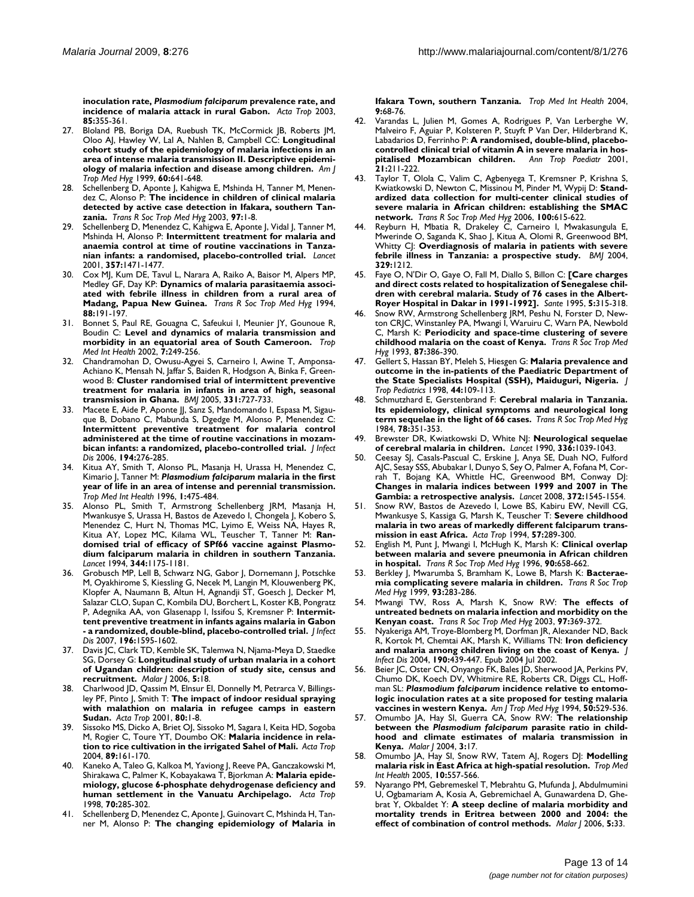**inoculation rate, *Plasmodium falciparum* prevalence rate, and incidence of malaria attack in rural Gabon.** *Acta Trop* 2003, **85:**355-361.

27. Bloland PB, Boriga DA, Ruebush TK, McCormick JB, Roberts JM, Oloo AJ, Hawley W, Lal A, Nahlen B, Campbell CC: **Longitudinal cohort study of the epidemiology of malaria infections in an area of intense malaria transmission II. Descriptive epidemiology of malaria infection and disease among children.** *Am J Trop Med Hyg* 1999, **60:**641-648.
28. Schellenberg D, Aponte J, Kahigwa E, Mshinda H, Tanner M, Menendez C, Alonso P: **The incidence in children of clinical malaria detected by active case detection in Ifakara, southern Tanzania.** *Trans R Soc Trop Med Hyg* 2003, **97:**1-8.
29. Schellenberg D, Menendez C, Kahigwa E, Aponte J, Vidal J, Tanner M, Mshinda H, Alonso P: **Intermittent treatment for malaria and anaemia control at time of routine vaccinations in Tanzanian infants: a randomised, placebo-controlled trial.** *Lancet* 2001, **357:**1471-1477.
30. Cox MJ, Kum DE, Tavul L, Narara A, Raiko A, Baisor M, Alpers MP, Medley GF, Day KP: **Dynamics of malaria parasitaemia associated with febrile illness in children from a rural area of Madang, Papua New Guinea.** *Trans R Soc Trop Med Hyg* 1994, **88:**191-197.
31. Bonnet S, Paul RE, Gouagna C, Safeukui I, Meunier JY, Gounoue R, Boudin C: **Level and dynamics of malaria transmission and morbidity in an equatorial area of South Cameroon.** *Trop Med Int Health* 2002, **7:**249-256.
32. Chandramohan D, Owusu-Agyei S, Carneiro I, Awine T, Amponsa-Achiano K, Mensah N, Jaffar S, Baiden R, Hodgson A, Binka F, Greenwood B: **Cluster randomised trial of intermittent preventive treatment for malaria in infants in area of high, seasonal transmission in Ghana.** *BMJ* 2005, **331:**727-733.
33. Macete E, Aide P, Aponte JJ, Sanz S, Mandomando I, Espasa M, Sigauque B, Dobano C, Mabunda S, Dgedge M, Alonso P, Menendez C: **Intermittent preventive treatment for malaria control administered at the time of routine vaccinations in Mozambican infants: a randomized, placebo-controlled trial.** *J Infect Dis* 2006, **194:**276-285.
34. Kitua AY, Smith T, Alonso PL, Masanja H, Urassa H, Menendez C, Kimario J, Tanner M: ***Plasmodium falciparum* malaria in the first year of life in an area of intense and perennial transmission.** *Trop Med Int Health* 1996, **1:**475-484.
35. Alonso PL, Smith T, Armstrong Schellenberg JRM, Masanja H, Mwankusye S, Urassa H, Bastos de Azevedo I, Chongela J, Kobero S, Menendez C, Hurt N, Thomas MC, Lyimo E, Weiss NA, Hayes R, Kitua AY, Lopez MC, Kilama WL, Teuscher T, Tanner M: **Randomised trial of efficacy of SPf66 vaccine against Plasmodium falciparum malaria in children in southern Tanzania.** *Lancet* 1994, **344:**1175-1181.
36. Grobusch MP, Lell B, Schwarz NG, Gabor J, Dornemann J, Potschke M, Oyakhirome S, Kiessling G, Necek M, Langin M, Klouwenberg PK, Klopfer A, Naumann B, Altun H, Agnandji ST, Goesch J, Decker M, Salazar CLO, Supan C, Kombila DU, Borchert L, Koster KB, Pongratz P, Adegnika AA, von Glasenapp I, Issifou S, Kremsner P: **Intermittent preventive treatment in infants agains malaria in Gabon - a randomized, double-blind, placebo-controlled trial.** *J Infect Dis* 2007, **196:**1595-1602.
37. Davis JC, Clark TD, Kemble SK, Talemwa N, Njama-Meya D, Staedke SG, Dorsey G: **Longitudinal study of urban malaria in a cohort of Ugandan children: description of study site, census and recruitment.** *Malar J* 2006, **5:**18.
38. Charlwood JD, Qassim M, Elnsur EI, Donnelly M, Petrarca V, Billingsley PF, Pinto J, Smith T: **The impact of indoor residual spraying with malathion on malaria in refugee camps in eastern Sudan.** *Acta Trop* 2001, **80:**1-8.
39. Sissoko MS, Dicko A, Briet OJ, Sissoko M, Sagara I, Keita HD, Sogoba M, Rogier C, Toure YT, Doumbo OK: **Malaria incidence in relation to rice cultivation in the irrigated Sahel of Mali.** *Acta Trop* 2004, **89:**161-170.
40. Kaneko A, Taleo G, Kalkoa M, Yaviong J, Reeve PA, Ganczakowski M, Shirakawa C, Palmer K, Kobayakawa T, Bjorkman A: **Malaria epidemiology, glucose 6-phosphate dehydrogenase deficiency and human settlement in the Vanuatu Archipelago.** *Acta Trop* 1998, **70:**285-302.
41. Schellenberg D, Menendez C, Aponte J, Guinovart C, Mshinda H, Tanner M, Alonso P: **The changing epidemiology of Malaria in Ifakara Town, southern Tanzania.** *Trop Med Int Health* 2004, **9:**68-76.
42. Varandas L, Julien M, Gomes A, Rodrigues P, Van Lerberghe W, Malveiro F, Aguiar P, Kolsteren P, Stuyft P Van Der, Hilderbrand K, Labadarios D, Ferrinho P: **A randomised, double-blind, placebo-controlled clinical trial of vitamin A in severe malaria in hospitalised Mozambican children.** *Ann Trop Paediatr* 2001, **21:**211-222.
43. Taylor T, Olola C, Valim C, Agbenyega T, Kremsner P, Krishna S, Kwiatkowski D, Newton C, Missinou M, Pinder M, Wypij D: **Standardized data collection for multi-center clinical studies of severe malaria in African children: establishing the SMAC network.** *Trans R Soc Trop Med Hyg* 2006, **100:**615-622.
44. Reyburn H, Mbatia R, Drakeley C, Carneiro I, Mwakasungula E, Mwerinde O, Saganda K, Shao J, Kitua A, Olomi R, Greenwood BM, Whitty CJ: **Overdiagnosis of malaria in patients with severe febrile illness in Tanzania: a prospective study.** *BMJ* 2004, **329:**1212.
45. Faye O, N'Dir O, Gaye O, Fall M, Diallo S, Billon C: **[Care charges and direct costs related to hospitalization of Senegalese children with cerebral malaria. Study of 76 cases in the Albert-Royer Hospital in Dakar in 1991-1992].** *Sante* 1995, **5:**315-318.
46. Snow RW, Armstrong Schellenberg JRM, Peshu N, Forster D, Newton CRJC, Winstanley PA, Mwangi I, Waruiru C, Warn PA, Newbold C, Marsh K: **Periodicity and space-time clustering of severe childhood malaria on the coast of Kenya.** *Trans R Soc Trop Med Hyg* 1993, **87:**386-390.
47. Gellert S, Hassan BY, Meleh S, Hiesgen G: **Malaria prevalence and outcome in the in-patients of the Paediatric Department of the State Specialists Hospital (SSH), Maiduguri, Nigeria.** *J Trop Pediatrics* 1998, **44:**109-113.
48. Schmutzhard E, Gerstenbrand F: **Cerebral malaria in Tanzania. Its epidemiology, clinical symptoms and neurological long term sequelae in the light of 66 cases.** *Trans R Soc Trop Med Hyg* 1984, **78:**351-353.
49. Brewster DR, Kwiatkowski D, White NJ: **Neurological sequelae of cerebral malaria in children.** *Lancet* 1990, **336:**1039-1043.
50. Ceesay SJ, Casals-Pascual C, Erskine J, Anya SE, Duah NO, Fulford AJC, Sesay SSS, Abubakar I, Dunyo S, Sey O, Palmer A, Fofana M, Corrah T, Bojang KA, Whittle HC, Greenwood BM, Conway DJ: **Changes in malaria indices between 1999 and 2007 in The Gambia: a retrospective analysis.** *Lancet* 2008, **372:**1545-1554.
51. Snow RW, Bastos de Azevedo I, Lowe BS, Kabiru EW, Nevill CG, Mwankusye S, Kassiga G, Marsh K, Teuscher T: **Severe childhood malaria in two areas of markedly different falciparum transmission in east Africa.** *Acta Trop* 1994, **57:**289-300.
52. English M, Punt J, Mwangi I, McHugh K, Marsh K: **Clinical overlap between malaria and severe pneumonia in African children in hospital.** *Trans R Soc Trop Med Hyg* 1996, **90:**658-662.
53. Berkley J, Mwarumba S, Bramham K, Lowe B, Marsh K: **Bacteraemia complicating severe malaria in children.** *Trans R Soc Trop Med Hyg* 1999, **93:**283-286.
54. Mwangi TW, Ross A, Marsh K, Snow RW: **The effects of untreated bednets on malaria infection and morbidity on the Kenyan coast.** *Trans R Soc Trop Med Hyg* 2003, **97:**369-372.
55. Nyakeriga AM, Troye-Blomberg M, Dorfman JR, Alexander ND, Back R, Kortok M, Chemtai AK, Marsh K, Williams TN: **Iron deficiency and malaria among children living on the coast of Kenya.** *J Infect Dis* 2004, **190:**439-447. Epub 2004 Jul 2002.
56. Beier JC, Oster CN, Onyango FK, Bales JD, Sherwood JA, Perkins PV, Chumo DK, Koech DV, Whitmire RE, Roberts CR, Diggs CL, Hoffman SL: ***Plasmodium falciparum* incidence relative to entomologic inoculation rates at a site proposed for testing malaria vaccines in western Kenya.** *Am J Trop Med Hyg* 1994, **50:**529-536.
57. Omumbo JA, Hay SI, Guerra CA, Snow RW: **The relationship between the *Plasmodium falciparum* parasite ratio in childhood and climate estimates of malaria transmission in Kenya.** *Malar J* 2004, **3:**17.
58. Omumbo JA, Hay SI, Snow RW, Tatem AJ, Rogers DJ: **Modelling malaria risk in East Africa at high-spatial resolution.** *Trop Med Int Health* 2005, **10:**557-566.
59. Nyarango PM, Gebremeskel T, Mebrahtu G, Mufunda J, Abdulmumini U, Ogbamariam A, Kosia A, Gebremichael A, Gunawardena D, Ghebrat Y, Okbaldet Y: **A steep decline of malaria morbidity and mortality trends in Eritrea between 2000 and 2004: the effect of combination of control methods.** *Malar J* 2006, **5:**33.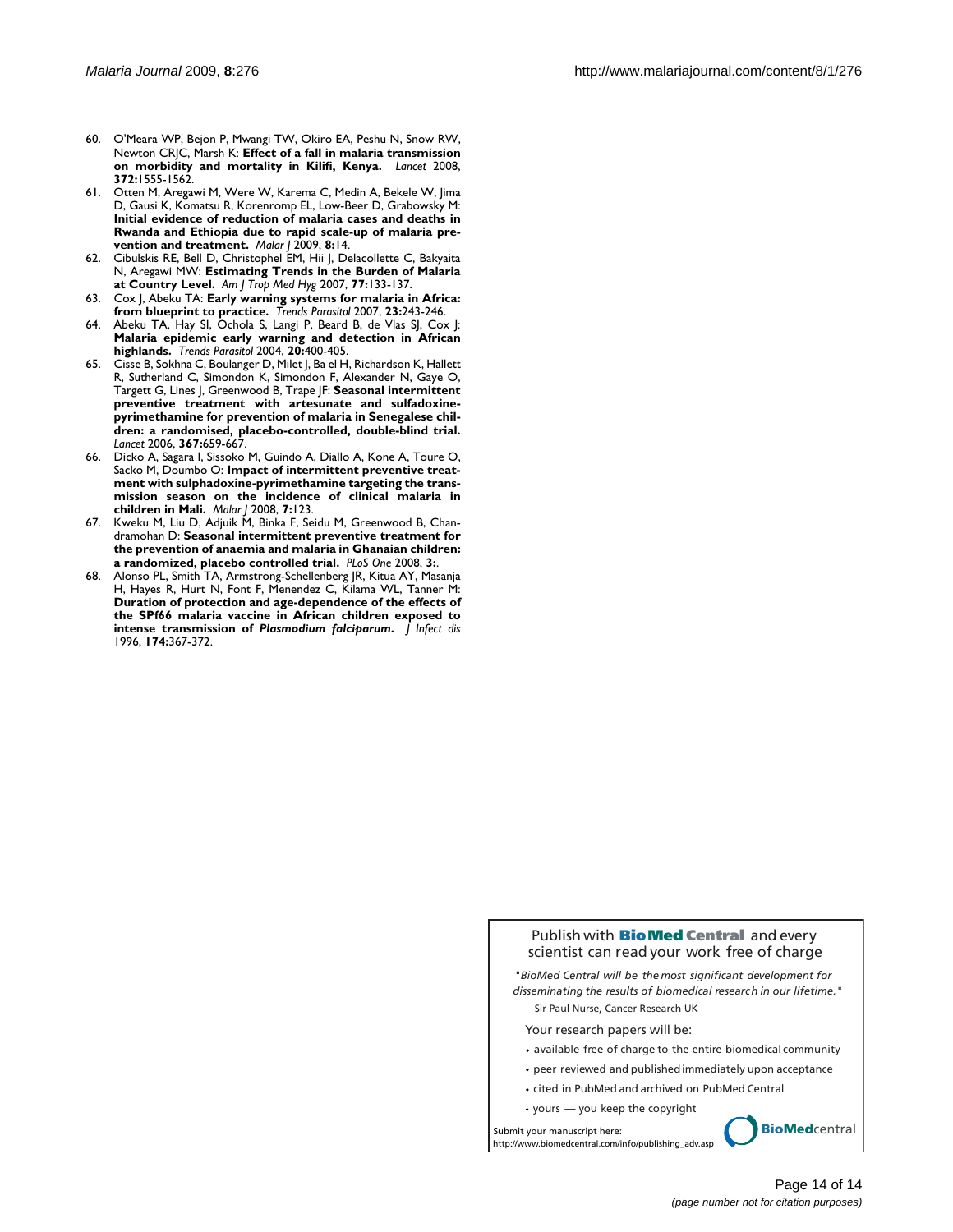60. O'Meara WP, Bejon P, Mwangi TW, Okiro EA, Peshu N, Snow RW, Newton CRJC, Marsh K: **Effect of a fall in malaria transmission on morbidity and mortality in Kilifi, Kenya.** *Lancet* 2008, **372:**1555-1562.
61. Otten M, Aregawi M, Were W, Karema C, Medin A, Bekele W, Jima D, Gausi K, Komatsu R, Korenromp EL, Low-Beer D, Grabowsky M: **Initial evidence of reduction of malaria cases and deaths in Rwanda and Ethiopia due to rapid scale-up of malaria prevention and treatment.** *Malar J* 2009, **8:**14.
62. Cibulskis RE, Bell D, Christophel EM, Hii J, Delacollette C, Bakyaita N, Aregawi MW: **Estimating Trends in the Burden of Malaria at Country Level.** *Am J Trop Med Hyg* 2007, **77:**133-137.
63. Cox J, Abeku TA: **Early warning systems for malaria in Africa: from blueprint to practice.** *Trends Parasitol* 2007, **23:**243-246.
64. Abeku TA, Hay SI, Ochola S, Langi P, Beard B, de Vlas SJ, Cox J: **Malaria epidemic early warning and detection in African highlands.** *Trends Parasitol* 2004, **20:**400-405.
65. Cisse B, Sokhna C, Boulanger D, Milet J, Ba el H, Richardson K, Hallett R, Sutherland C, Simondon K, Simondon F, Alexander N, Gaye O, Targett G, Lines J, Greenwood B, Trape JF: **Seasonal intermittent preventive treatment with artesunate and sulfadoxine-pyrimethamine for prevention of malaria in Senegalese children: a randomised, placebo-controlled, double-blind trial.** *Lancet* 2006, **367:**659-667.
66. Dicko A, Sagara I, Sissoko M, Guindo A, Diallo A, Kone A, Toure O, Sacko M, Doumbo O: **Impact of intermittent preventive treatment with sulphadoxine-pyrimethamine targeting the transmission season on the incidence of clinical malaria in children in Mali.** *Malar J* 2008, **7:**123.
67. Kweku M, Liu D, Adjuik M, Binka F, Seidu M, Greenwood B, Chandramohan D: **Seasonal intermittent preventive treatment for the prevention of anaemia and malaria in Ghanaian children: a randomized, placebo controlled trial.** *PLoS One* 2008, **3:**.
68. Alonso PL, Smith TA, Armstrong-Schellenberg JR, Kitua AY, Masanja H, Hayes R, Hurt N, Font F, Menendez C, Kilama WL, Tanner M: **Duration of protection and age-dependence of the effects of the SPf66 malaria vaccine in African children exposed to intense transmission of *Plasmodium falciparum*.** *J Infect dis* 1996, **174:**367-372.

Publish with **BioMed Central** and every scientist can read your work free of charge

*"BioMed Central will be the most significant development for disseminating the results of biomedical research in our lifetime."*
Sir Paul Nurse, Cancer Research UK

Your research papers will be:

- available free of charge to the entire biomedical community
- peer reviewed and published immediately upon acceptance
- cited in PubMed and archived on PubMed Central
- yours — you keep the copyright

Submit your manuscript here:
http://www.biomedcentral.com/info/publishing_adv.asp

**BioMed**central